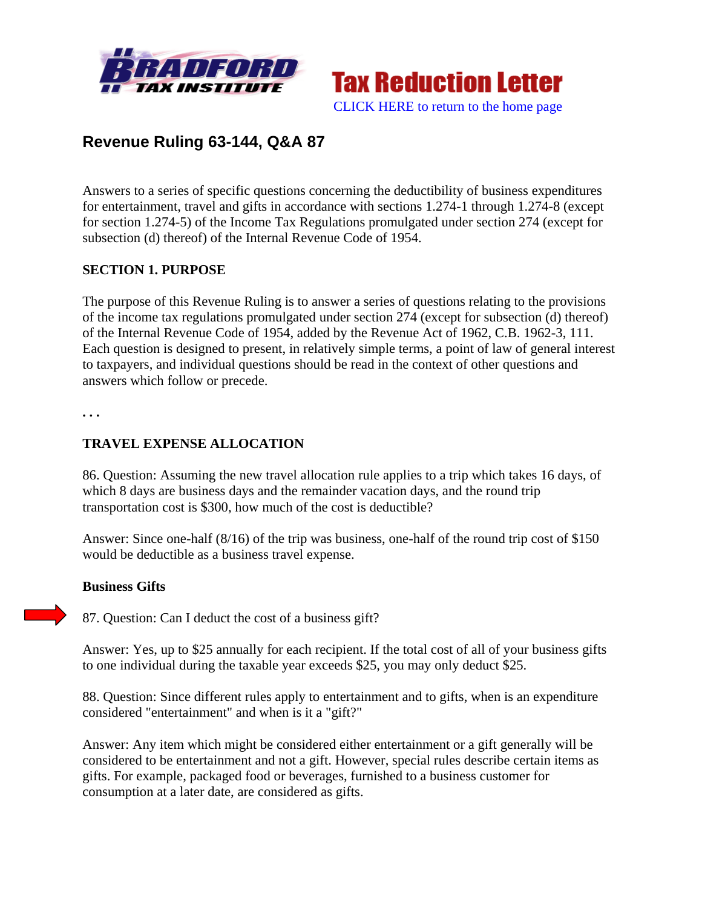Bradford Tax Institute

Tax Reduction Letter

CLICK HERE to return to the home page

## Revenue Ruling 63-144, Q&A 87

Answers to a series of specific questions concerning the deductibility of business expenditures for entertainment, travel and gifts in accordance with sections 1.274-1 through 1.274-8 (except for section 1.274-5) of the Income Tax Regulations promulgated under section 274 (except for subsection (d) thereof) of the Internal Revenue Code of 1954.

**SECTION 1. PURPOSE**

The purpose of this Revenue Ruling is to answer a series of questions relating to the provisions of the income tax regulations promulgated under section 274 (except for subsection (d) thereof) of the Internal Revenue Code of 1954, added by the Revenue Act of 1962, C.B. 1962-3, 111. Each question is designed to present, in relatively simple terms, a point of law of general interest to taxpayers, and individual questions should be read in the context of other questions and answers which follow or precede.

**. . .**

**TRAVEL EXPENSE ALLOCATION**

86. Question: Assuming the new travel allocation rule applies to a trip which takes 16 days, of which 8 days are business days and the remainder vacation days, and the round trip transportation cost is $300, how much of the cost is deductible?

Answer: Since one-half (8/16) of the trip was business, one-half of the round trip cost of $150 would be deductible as a business travel expense.

**Business Gifts**

87. Question: Can I deduct the cost of a business gift?

Answer: Yes, up to $25 annually for each recipient. If the total cost of all of your business gifts to one individual during the taxable year exceeds $25, you may only deduct $25.

88. Question: Since different rules apply to entertainment and to gifts, when is an expenditure considered "entertainment" and when is it a "gift?"

Answer: Any item which might be considered either entertainment or a gift generally will be considered to be entertainment and not a gift. However, special rules describe certain items as gifts. For example, packaged food or beverages, furnished to a business customer for consumption at a later date, are considered as gifts.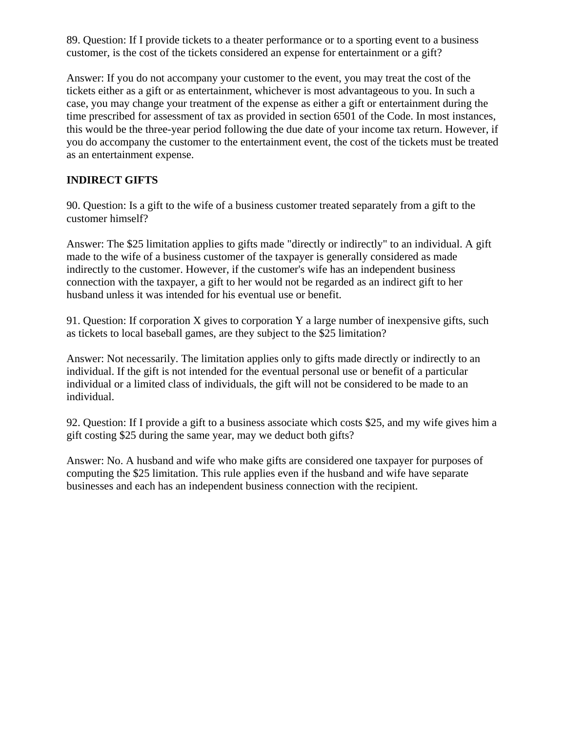89. Question: If I provide tickets to a theater performance or to a sporting event to a business customer, is the cost of the tickets considered an expense for entertainment or a gift?

Answer: If you do not accompany your customer to the event, you may treat the cost of the tickets either as a gift or as entertainment, whichever is most advantageous to you. In such a case, you may change your treatment of the expense as either a gift or entertainment during the time prescribed for assessment of tax as provided in section 6501 of the Code. In most instances, this would be the three-year period following the due date of your income tax return. However, if you do accompany the customer to the entertainment event, the cost of the tickets must be treated as an entertainment expense.

**INDIRECT GIFTS**

90. Question: Is a gift to the wife of a business customer treated separately from a gift to the customer himself?

Answer: The $25 limitation applies to gifts made "directly or indirectly" to an individual. A gift made to the wife of a business customer of the taxpayer is generally considered as made indirectly to the customer. However, if the customer's wife has an independent business connection with the taxpayer, a gift to her would not be regarded as an indirect gift to her husband unless it was intended for his eventual use or benefit.

91. Question: If corporation X gives to corporation Y a large number of inexpensive gifts, such as tickets to local baseball games, are they subject to the $25 limitation?

Answer: Not necessarily. The limitation applies only to gifts made directly or indirectly to an individual. If the gift is not intended for the eventual personal use or benefit of a particular individual or a limited class of individuals, the gift will not be considered to be made to an individual.

92. Question: If I provide a gift to a business associate which costs $25, and my wife gives him a gift costing $25 during the same year, may we deduct both gifts?

Answer: No. A husband and wife who make gifts are considered one taxpayer for purposes of computing the $25 limitation. This rule applies even if the husband and wife have separate businesses and each has an independent business connection with the recipient.